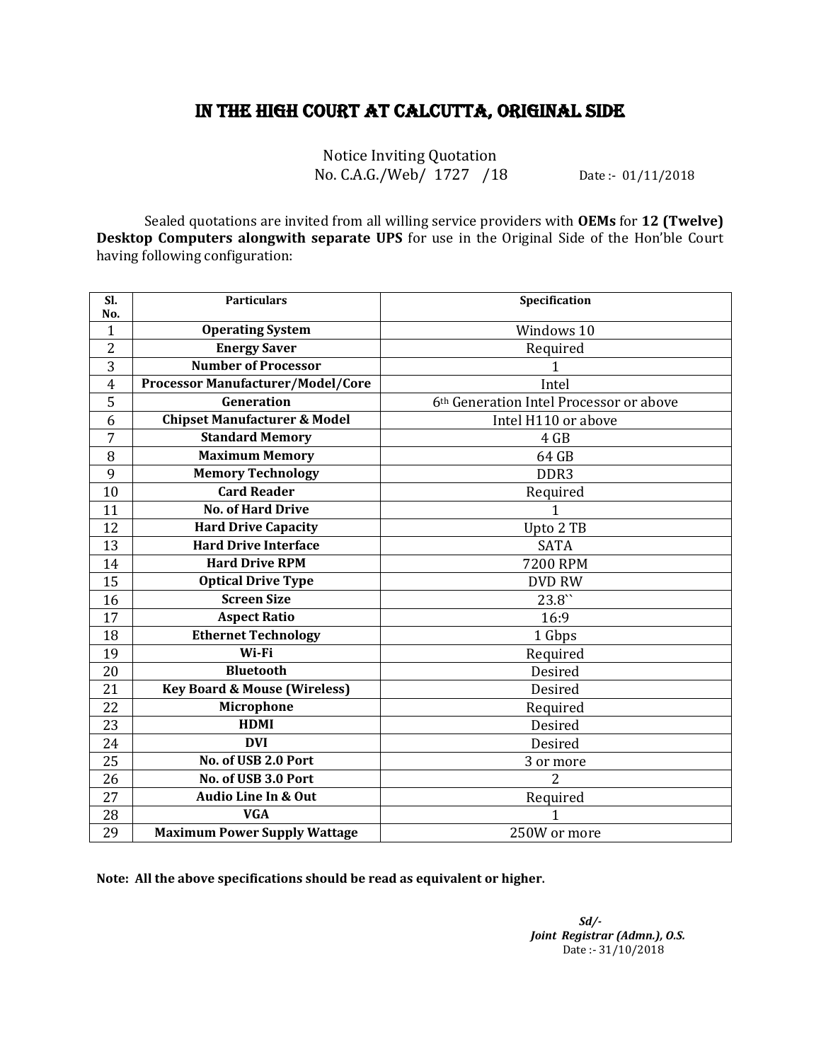# IN THE HIGH COURT AT CALCUTTA, ORIGINAL SIDE

Notice Inviting Quotation
No. C.A.G./Web/ 1727 /18 Date :- 01/11/2018

Sealed quotations are invited from all willing service providers with **OEMs** for **12 (Twelve) Desktop Computers alongwith separate UPS** for use in the Original Side of the Hon'ble Court having following configuration:

| Sl. No. | Particulars | Specification |
|---|---|---|
| 1 | **Operating System** | Windows 10 |
| 2 | **Energy Saver** | Required |
| 3 | **Number of Processor** | 1 |
| 4 | **Processor Manufacturer/Model/Core** | Intel |
| 5 | **Generation** | 6th Generation Intel Processor or above |
| 6 | **Chipset Manufacturer & Model** | Intel H110 or above |
| 7 | **Standard Memory** | 4 GB |
| 8 | **Maximum Memory** | 64 GB |
| 9 | **Memory Technology** | DDR3 |
| 10 | **Card Reader** | Required |
| 11 | **No. of Hard Drive** | 1 |
| 12 | **Hard Drive Capacity** | Upto 2 TB |
| 13 | **Hard Drive Interface** | SATA |
| 14 | **Hard Drive RPM** | 7200 RPM |
| 15 | **Optical Drive Type** | DVD RW |
| 16 | **Screen Size** | 23.8`` |
| 17 | **Aspect Ratio** | 16:9 |
| 18 | **Ethernet Technology** | 1 Gbps |
| 19 | **Wi-Fi** | Required |
| 20 | **Bluetooth** | Desired |
| 21 | **Key Board & Mouse (Wireless)** | Desired |
| 22 | **Microphone** | Required |
| 23 | **HDMI** | Desired |
| 24 | **DVI** | Desired |
| 25 | **No. of USB 2.0 Port** | 3 or more |
| 26 | **No. of USB 3.0 Port** | 2 |
| 27 | **Audio Line In & Out** | Required |
| 28 | **VGA** | 1 |
| 29 | **Maximum Power Supply Wattage** | 250W or more |

**Note: All the above specifications should be read as equivalent or higher.**

*Sd/-*
***Joint Registrar (Admn.), O.S.***
Date :- 31/10/2018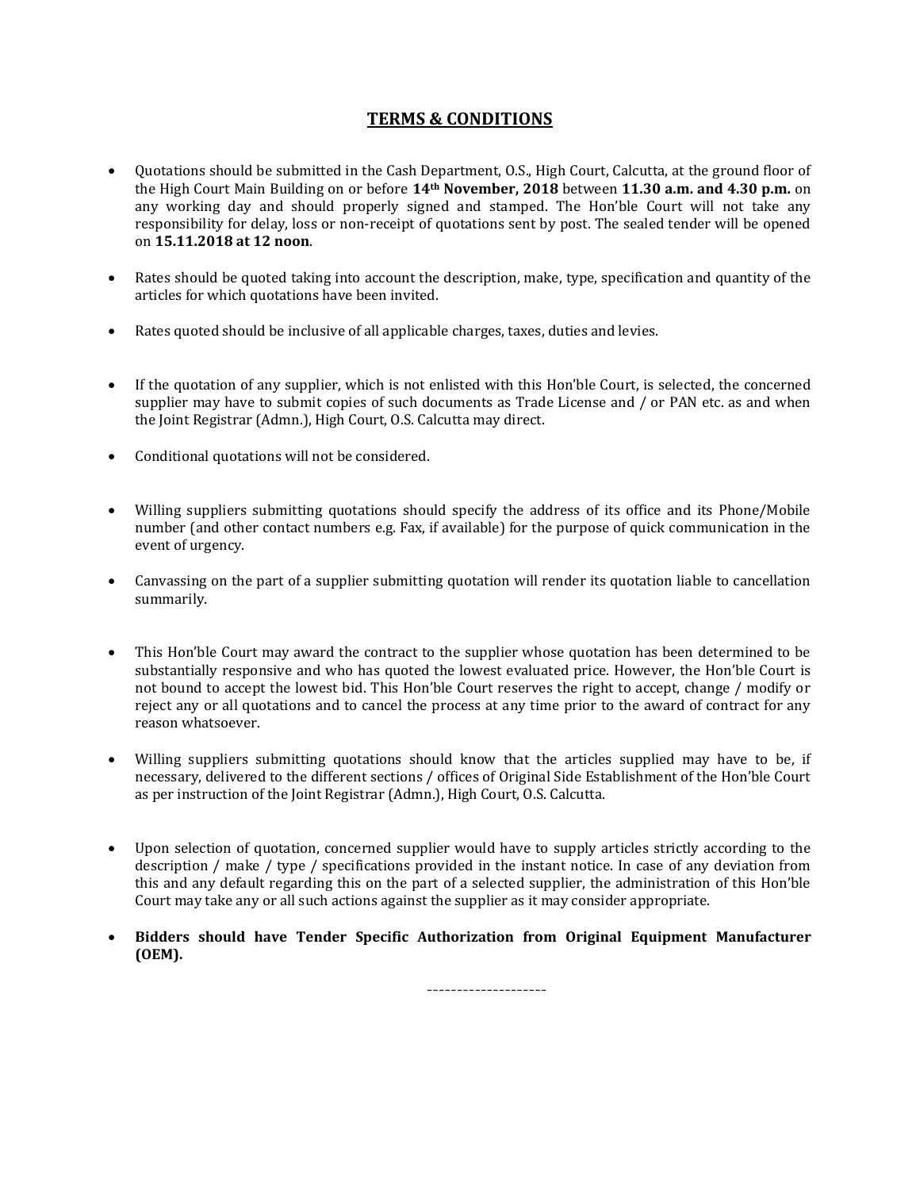## TERMS & CONDITIONS

- Quotations should be submitted in the Cash Department, O.S., High Court, Calcutta, at the ground floor of the High Court Main Building on or before **14th November, 2018** between **11.30 a.m. and 4.30 p.m.** on any working day and should properly signed and stamped. The Hon'ble Court will not take any responsibility for delay, loss or non-receipt of quotations sent by post. The sealed tender will be opened on **15.11.2018 at 12 noon**.

- Rates should be quoted taking into account the description, make, type, specification and quantity of the articles for which quotations have been invited.

- Rates quoted should be inclusive of all applicable charges, taxes, duties and levies.

- If the quotation of any supplier, which is not enlisted with this Hon'ble Court, is selected, the concerned supplier may have to submit copies of such documents as Trade License and / or PAN etc. as and when the Joint Registrar (Admn.), High Court, O.S. Calcutta may direct.

- Conditional quotations will not be considered.

- Willing suppliers submitting quotations should specify the address of its office and its Phone/Mobile number (and other contact numbers e.g. Fax, if available) for the purpose of quick communication in the event of urgency.

- Canvassing on the part of a supplier submitting quotation will render its quotation liable to cancellation summarily.

- This Hon'ble Court may award the contract to the supplier whose quotation has been determined to be substantially responsive and who has quoted the lowest evaluated price. However, the Hon'ble Court is not bound to accept the lowest bid. This Hon'ble Court reserves the right to accept, change / modify or reject any or all quotations and to cancel the process at any time prior to the award of contract for any reason whatsoever.

- Willing suppliers submitting quotations should know that the articles supplied may have to be, if necessary, delivered to the different sections / offices of Original Side Establishment of the Hon'ble Court as per instruction of the Joint Registrar (Admn.), High Court, O.S. Calcutta.

- Upon selection of quotation, concerned supplier would have to supply articles strictly according to the description / make / type / specifications provided in the instant notice. In case of any deviation from this and any default regarding this on the part of a selected supplier, the administration of this Hon'ble Court may take any or all such actions against the supplier as it may consider appropriate.

- **Bidders should have Tender Specific Authorization from Original Equipment Manufacturer (OEM).**

--------------------